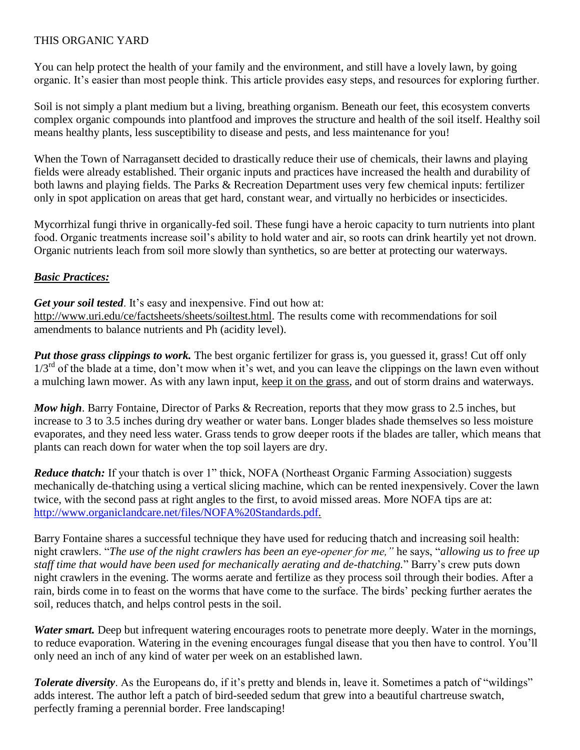# THIS ORGANIC YARD

You can help protect the health of your family and the environment, and still have a lovely lawn, by going organic. It's easier than most people think. This article provides easy steps, and resources for exploring further.

Soil is not simply a plant medium but a living, breathing organism. Beneath our feet, this ecosystem converts complex organic compounds into plantfood and improves the structure and health of the soil itself. Healthy soil means healthy plants, less susceptibility to disease and pests, and less maintenance for you!

When the Town of Narragansett decided to drastically reduce their use of chemicals, their lawns and playing fields were already established. Their organic inputs and practices have increased the health and durability of both lawns and playing fields. The Parks & Recreation Department uses very few chemical inputs: fertilizer only in spot application on areas that get hard, constant wear, and virtually no herbicides or insecticides.

Mycorrhizal fungi thrive in organically-fed soil. These fungi have a heroic capacity to turn nutrients into plant food. Organic treatments increase soil's ability to hold water and air, so roots can drink heartily yet not drown. Organic nutrients leach from soil more slowly than synthetics, so are better at protecting our waterways.

## ***Basic Practices:***

***Get your soil tested***. It's easy and inexpensive. Find out how at: http://www.uri.edu/ce/factsheets/sheets/soiltest.html. The results come with recommendations for soil amendments to balance nutrients and Ph (acidity level).

***Put those grass clippings to work.*** The best organic fertilizer for grass is, you guessed it, grass! Cut off only 1/3rd of the blade at a time, don't mow when it's wet, and you can leave the clippings on the lawn even without a mulching lawn mower. As with any lawn input, keep it on the grass, and out of storm drains and waterways.

***Mow high***. Barry Fontaine, Director of Parks & Recreation, reports that they mow grass to 2.5 inches, but increase to 3 to 3.5 inches during dry weather or water bans. Longer blades shade themselves so less moisture evaporates, and they need less water. Grass tends to grow deeper roots if the blades are taller, which means that plants can reach down for water when the top soil layers are dry.

***Reduce thatch:*** If your thatch is over 1" thick, NOFA (Northeast Organic Farming Association) suggests mechanically de-thatching using a vertical slicing machine, which can be rented inexpensively. Cover the lawn twice, with the second pass at right angles to the first, to avoid missed areas. More NOFA tips are at: http://www.organiclandcare.net/files/NOFA%20Standards.pdf.

Barry Fontaine shares a successful technique they have used for reducing thatch and increasing soil health: night crawlers. "*The use of the night crawlers has been an eye-opener for me,"* he says, "*allowing us to free up staff time that would have been used for mechanically aerating and de-thatching.*" Barry's crew puts down night crawlers in the evening. The worms aerate and fertilize as they process soil through their bodies. After a rain, birds come in to feast on the worms that have come to the surface. The birds' pecking further aerates the soil, reduces thatch, and helps control pests in the soil.

***Water smart.*** Deep but infrequent watering encourages roots to penetrate more deeply. Water in the mornings, to reduce evaporation. Watering in the evening encourages fungal disease that you then have to control. You'll only need an inch of any kind of water per week on an established lawn.

***Tolerate diversity***. As the Europeans do, if it's pretty and blends in, leave it. Sometimes a patch of "wildings" adds interest. The author left a patch of bird-seeded sedum that grew into a beautiful chartreuse swatch, perfectly framing a perennial border. Free landscaping!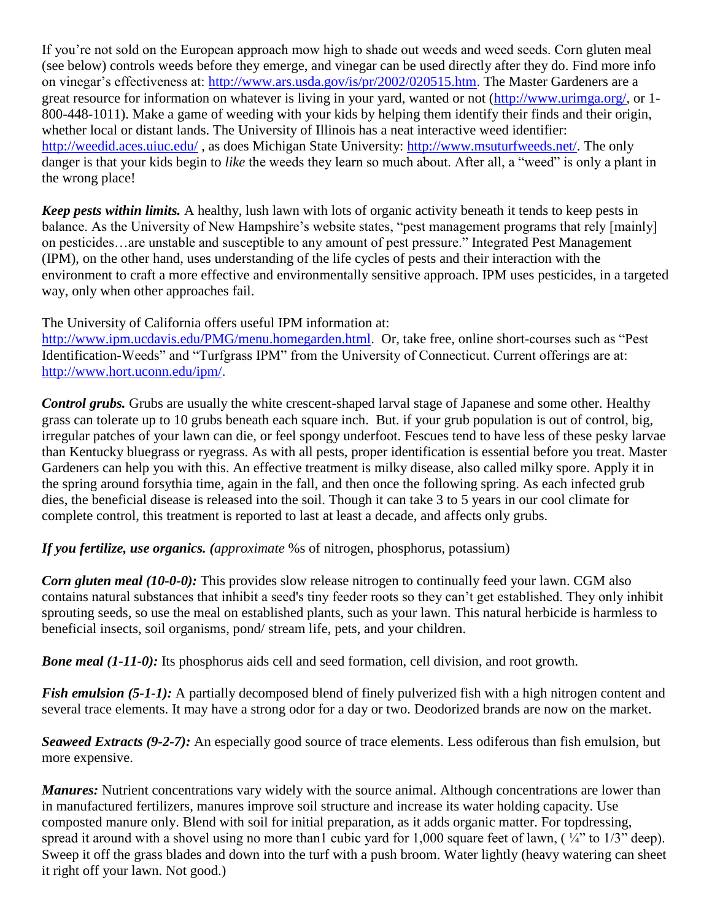If you're not sold on the European approach mow high to shade out weeds and weed seeds. Corn gluten meal (see below) controls weeds before they emerge, and vinegar can be used directly after they do. Find more info on vinegar's effectiveness at: http://www.ars.usda.gov/is/pr/2002/020515.htm. The Master Gardeners are a great resource for information on whatever is living in your yard, wanted or not (http://www.urimga.org/, or 1-800-448-1011). Make a game of weeding with your kids by helping them identify their finds and their origin, whether local or distant lands. The University of Illinois has a neat interactive weed identifier: http://weedid.aces.uiuc.edu/ , as does Michigan State University: http://www.msuturfweeds.net/. The only danger is that your kids begin to *like* the weeds they learn so much about. After all, a "weed" is only a plant in the wrong place!

***Keep pests within limits.*** A healthy, lush lawn with lots of organic activity beneath it tends to keep pests in balance. As the University of New Hampshire's website states, "pest management programs that rely [mainly] on pesticides…are unstable and susceptible to any amount of pest pressure." Integrated Pest Management (IPM), on the other hand, uses understanding of the life cycles of pests and their interaction with the environment to craft a more effective and environmentally sensitive approach. IPM uses pesticides, in a targeted way, only when other approaches fail.

The University of California offers useful IPM information at: http://www.ipm.ucdavis.edu/PMG/menu.homegarden.html. Or, take free, online short-courses such as "Pest Identification-Weeds" and "Turfgrass IPM" from the University of Connecticut. Current offerings are at: http://www.hort.uconn.edu/ipm/.

***Control grubs.*** Grubs are usually the white crescent-shaped larval stage of Japanese and some other. Healthy grass can tolerate up to 10 grubs beneath each square inch. But. if your grub population is out of control, big, irregular patches of your lawn can die, or feel spongy underfoot. Fescues tend to have less of these pesky larvae than Kentucky bluegrass or ryegrass. As with all pests, proper identification is essential before you treat. Master Gardeners can help you with this. An effective treatment is milky disease, also called milky spore. Apply it in the spring around forsythia time, again in the fall, and then once the following spring. As each infected grub dies, the beneficial disease is released into the soil. Though it can take 3 to 5 years in our cool climate for complete control, this treatment is reported to last at least a decade, and affects only grubs.

***If you fertilize, use organics. (****approximate* %s of nitrogen, phosphorus, potassium)

***Corn gluten meal (10-0-0):*** This provides slow release nitrogen to continually feed your lawn. CGM also contains natural substances that inhibit a seed's tiny feeder roots so they can't get established. They only inhibit sprouting seeds, so use the meal on established plants, such as your lawn. This natural herbicide is harmless to beneficial insects, soil organisms, pond/ stream life, pets, and your children.

***Bone meal (1-11-0):*** Its phosphorus aids cell and seed formation, cell division, and root growth.

***Fish emulsion (5-1-1):*** A partially decomposed blend of finely pulverized fish with a high nitrogen content and several trace elements. It may have a strong odor for a day or two. Deodorized brands are now on the market.

***Seaweed Extracts (9-2-7):*** An especially good source of trace elements. Less odiferous than fish emulsion, but more expensive.

***Manures:*** Nutrient concentrations vary widely with the source animal. Although concentrations are lower than in manufactured fertilizers, manures improve soil structure and increase its water holding capacity. Use composted manure only. Blend with soil for initial preparation, as it adds organic matter. For topdressing, spread it around with a shovel using no more than1 cubic yard for 1,000 square feet of lawn, ( ¼" to 1/3" deep). Sweep it off the grass blades and down into the turf with a push broom. Water lightly (heavy watering can sheet it right off your lawn. Not good.)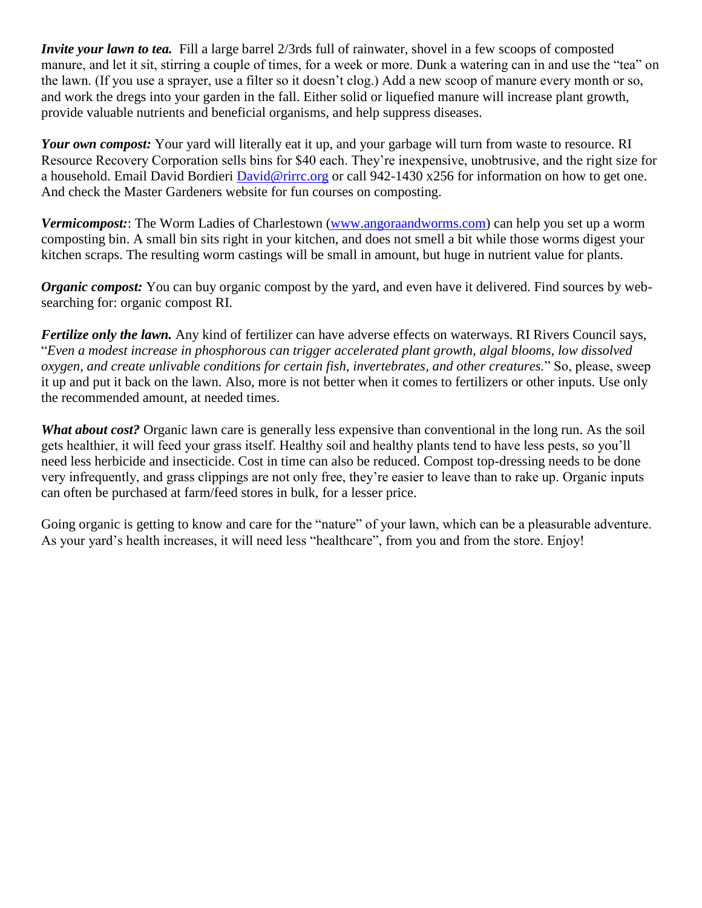***Invite your lawn to tea.*** Fill a large barrel 2/3rds full of rainwater, shovel in a few scoops of composted manure, and let it sit, stirring a couple of times, for a week or more. Dunk a watering can in and use the "tea" on the lawn. (If you use a sprayer, use a filter so it doesn't clog.) Add a new scoop of manure every month or so, and work the dregs into your garden in the fall. Either solid or liquefied manure will increase plant growth, provide valuable nutrients and beneficial organisms, and help suppress diseases.

***Your own compost:*** Your yard will literally eat it up, and your garbage will turn from waste to resource. RI Resource Recovery Corporation sells bins for $40 each. They're inexpensive, unobtrusive, and the right size for a household. Email David Bordieri [David@rirrc.org](mailto:David@rirrc.org) or call 942-1430 x256 for information on how to get one. And check the Master Gardeners website for fun courses on composting.

***Vermicompost:***: The Worm Ladies of Charlestown ([www.angoraandworms.com](http://www.angoraandworms.com)) can help you set up a worm composting bin. A small bin sits right in your kitchen, and does not smell a bit while those worms digest your kitchen scraps. The resulting worm castings will be small in amount, but huge in nutrient value for plants.

***Organic compost:*** You can buy organic compost by the yard, and even have it delivered. Find sources by web-searching for: organic compost RI.

***Fertilize only the lawn.*** Any kind of fertilizer can have adverse effects on waterways. RI Rivers Council says, "*Even a modest increase in phosphorous can trigger accelerated plant growth, algal blooms, low dissolved oxygen, and create unlivable conditions for certain fish, invertebrates, and other creatures.*" So, please, sweep it up and put it back on the lawn. Also, more is not better when it comes to fertilizers or other inputs. Use only the recommended amount, at needed times.

***What about cost?*** Organic lawn care is generally less expensive than conventional in the long run. As the soil gets healthier, it will feed your grass itself. Healthy soil and healthy plants tend to have less pests, so you'll need less herbicide and insecticide. Cost in time can also be reduced. Compost top-dressing needs to be done very infrequently, and grass clippings are not only free, they're easier to leave than to rake up. Organic inputs can often be purchased at farm/feed stores in bulk, for a lesser price.

Going organic is getting to know and care for the "nature" of your lawn, which can be a pleasurable adventure. As your yard's health increases, it will need less "healthcare", from you and from the store. Enjoy!